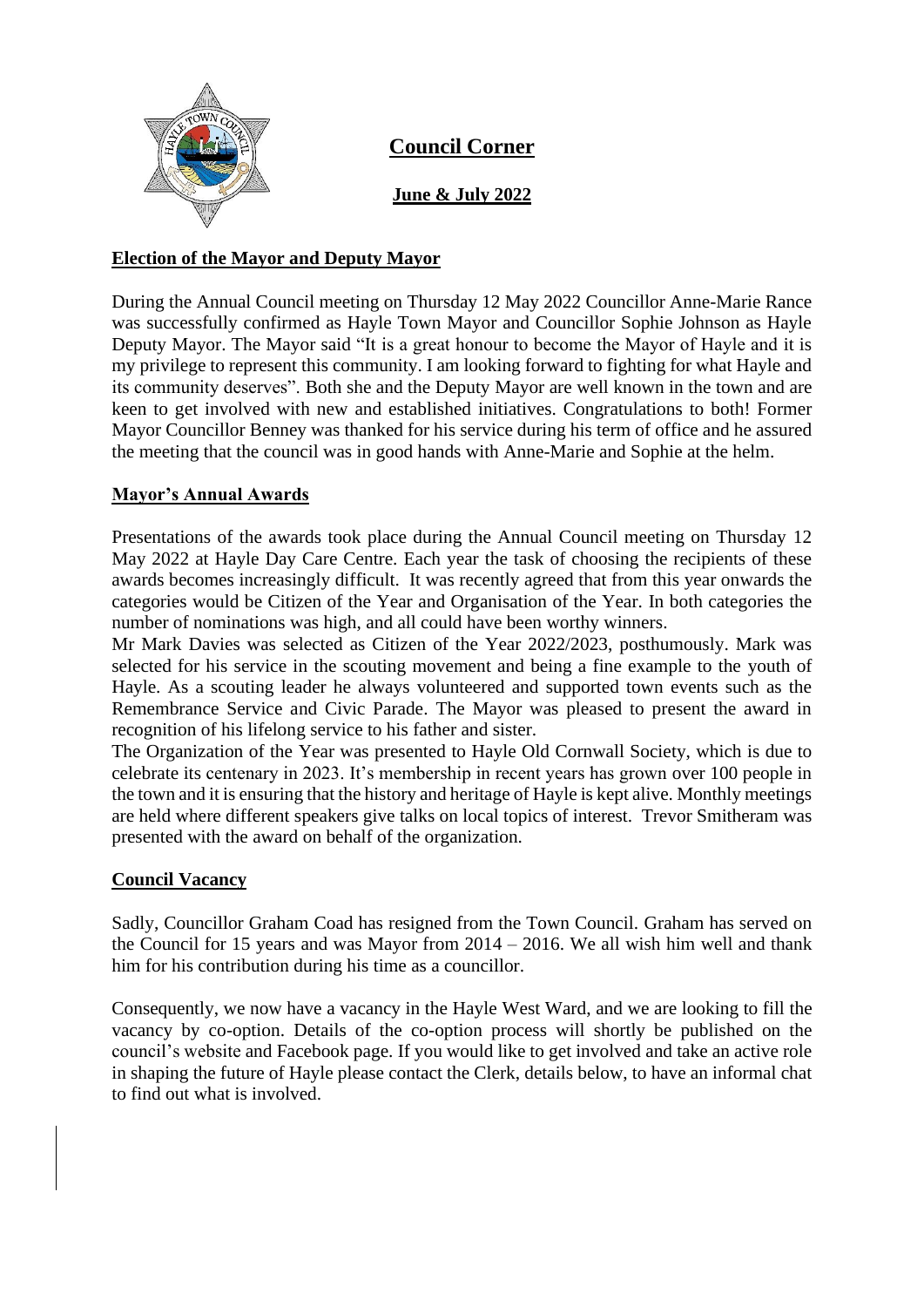# Council Corner

## June & July 2022

### Election of the Mayor and Deputy Mayor

During the Annual Council meeting on Thursday 12 May 2022 Councillor Anne-Marie Rance was successfully confirmed as Hayle Town Mayor and Councillor Sophie Johnson as Hayle Deputy Mayor. The Mayor said "It is a great honour to become the Mayor of Hayle and it is my privilege to represent this community. I am looking forward to fighting for what Hayle and its community deserves". Both she and the Deputy Mayor are well known in the town and are keen to get involved with new and established initiatives. Congratulations to both! Former Mayor Councillor Benney was thanked for his service during his term of office and he assured the meeting that the council was in good hands with Anne-Marie and Sophie at the helm.

### Mayor's Annual Awards

Presentations of the awards took place during the Annual Council meeting on Thursday 12 May 2022 at Hayle Day Care Centre. Each year the task of choosing the recipients of these awards becomes increasingly difficult. It was recently agreed that from this year onwards the categories would be Citizen of the Year and Organisation of the Year. In both categories the number of nominations was high, and all could have been worthy winners.

Mr Mark Davies was selected as Citizen of the Year 2022/2023, posthumously. Mark was selected for his service in the scouting movement and being a fine example to the youth of Hayle. As a scouting leader he always volunteered and supported town events such as the Remembrance Service and Civic Parade. The Mayor was pleased to present the award in recognition of his lifelong service to his father and sister.

The Organization of the Year was presented to Hayle Old Cornwall Society, which is due to celebrate its centenary in 2023. It's membership in recent years has grown over 100 people in the town and it is ensuring that the history and heritage of Hayle is kept alive. Monthly meetings are held where different speakers give talks on local topics of interest. Trevor Smitheram was presented with the award on behalf of the organization.

### Council Vacancy

Sadly, Councillor Graham Coad has resigned from the Town Council. Graham has served on the Council for 15 years and was Mayor from 2014 – 2016. We all wish him well and thank him for his contribution during his time as a councillor.

Consequently, we now have a vacancy in the Hayle West Ward, and we are looking to fill the vacancy by co-option. Details of the co-option process will shortly be published on the council's website and Facebook page. If you would like to get involved and take an active role in shaping the future of Hayle please contact the Clerk, details below, to have an informal chat to find out what is involved.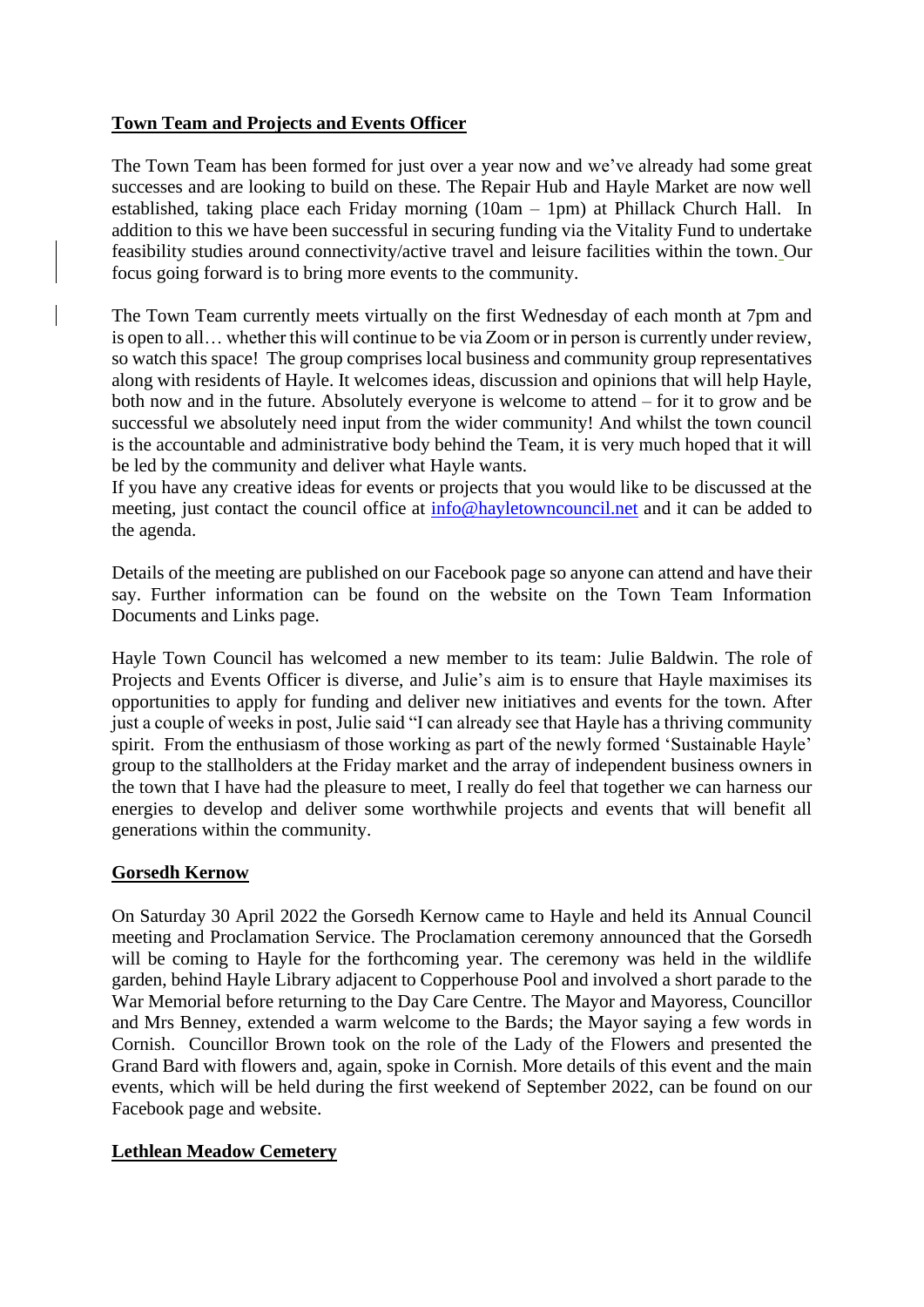**Town Team and Projects and Events Officer**

The Town Team has been formed for just over a year now and we've already had some great successes and are looking to build on these. The Repair Hub and Hayle Market are now well established, taking place each Friday morning (10am – 1pm) at Phillack Church Hall. In addition to this we have been successful in securing funding via the Vitality Fund to undertake feasibility studies around connectivity/active travel and leisure facilities within the town. Our focus going forward is to bring more events to the community.

The Town Team currently meets virtually on the first Wednesday of each month at 7pm and is open to all… whether this will continue to be via Zoom or in person is currently under review, so watch this space! The group comprises local business and community group representatives along with residents of Hayle. It welcomes ideas, discussion and opinions that will help Hayle, both now and in the future. Absolutely everyone is welcome to attend – for it to grow and be successful we absolutely need input from the wider community! And whilst the town council is the accountable and administrative body behind the Team, it is very much hoped that it will be led by the community and deliver what Hayle wants.
If you have any creative ideas for events or projects that you would like to be discussed at the meeting, just contact the council office at info@hayletowncouncil.net and it can be added to the agenda.

Details of the meeting are published on our Facebook page so anyone can attend and have their say. Further information can be found on the website on the Town Team Information Documents and Links page.

Hayle Town Council has welcomed a new member to its team: Julie Baldwin. The role of Projects and Events Officer is diverse, and Julie's aim is to ensure that Hayle maximises its opportunities to apply for funding and deliver new initiatives and events for the town. After just a couple of weeks in post, Julie said "I can already see that Hayle has a thriving community spirit. From the enthusiasm of those working as part of the newly formed 'Sustainable Hayle' group to the stallholders at the Friday market and the array of independent business owners in the town that I have had the pleasure to meet, I really do feel that together we can harness our energies to develop and deliver some worthwhile projects and events that will benefit all generations within the community.

**Gorsedh Kernow**

On Saturday 30 April 2022 the Gorsedh Kernow came to Hayle and held its Annual Council meeting and Proclamation Service. The Proclamation ceremony announced that the Gorsedh will be coming to Hayle for the forthcoming year. The ceremony was held in the wildlife garden, behind Hayle Library adjacent to Copperhouse Pool and involved a short parade to the War Memorial before returning to the Day Care Centre. The Mayor and Mayoress, Councillor and Mrs Benney, extended a warm welcome to the Bards; the Mayor saying a few words in Cornish. Councillor Brown took on the role of the Lady of the Flowers and presented the Grand Bard with flowers and, again, spoke in Cornish. More details of this event and the main events, which will be held during the first weekend of September 2022, can be found on our Facebook page and website.

**Lethlean Meadow Cemetery**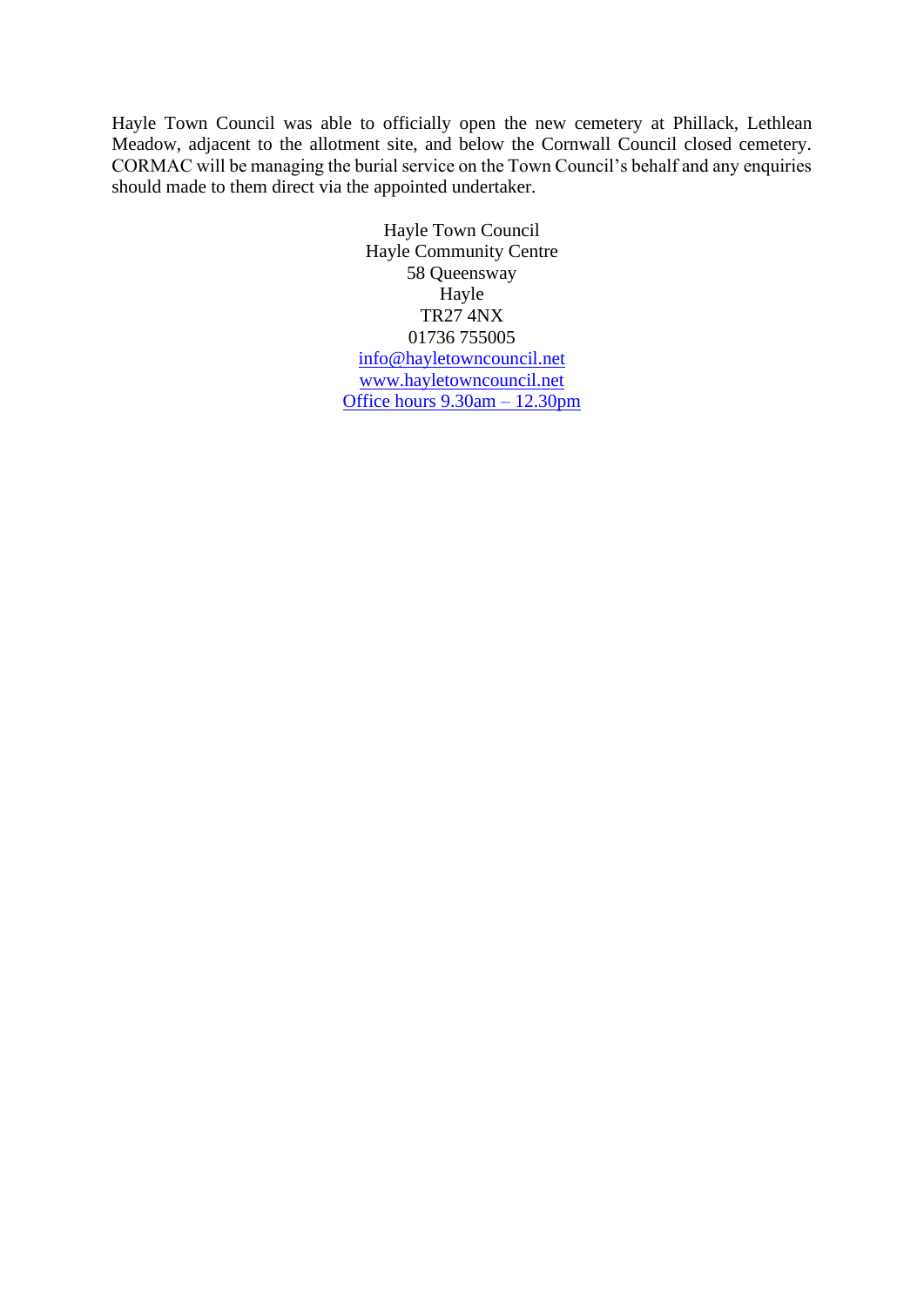Hayle Town Council was able to officially open the new cemetery at Phillack, Lethlean Meadow, adjacent to the allotment site, and below the Cornwall Council closed cemetery. CORMAC will be managing the burial service on the Town Council's behalf and any enquiries should made to them direct via the appointed undertaker.

Hayle Town Council
Hayle Community Centre
58 Queensway
Hayle
TR27 4NX
01736 755005
info@hayletowncouncil.net
www.hayletowncouncil.net
Office hours 9.30am – 12.30pm